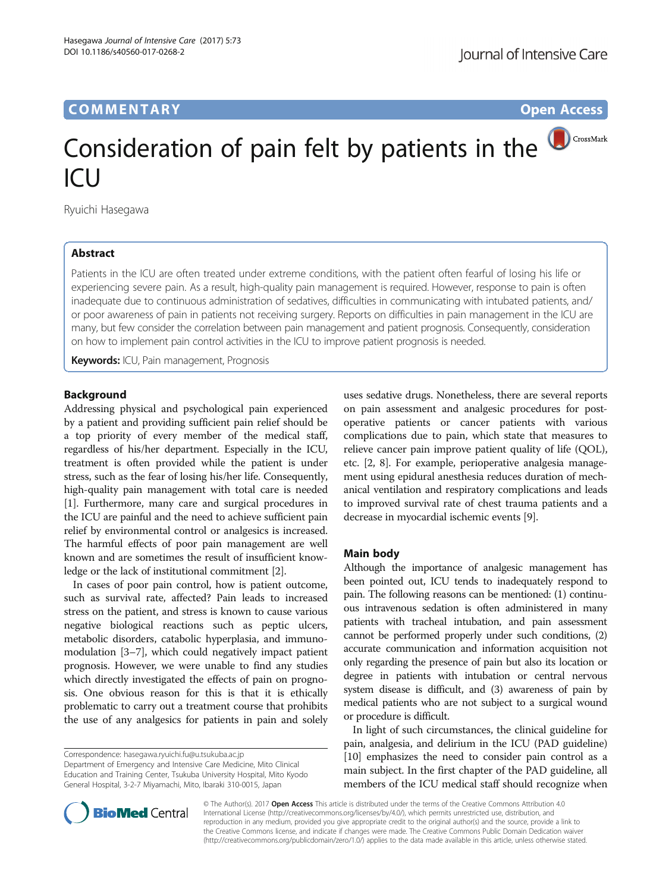COMMENTARY

Open Access

# Consideration of pain felt by patients in the ICU

Ryuichi Hasegawa

## Abstract

Patients in the ICU are often treated under extreme conditions, with the patient often fearful of losing his life or experiencing severe pain. As a result, high-quality pain management is required. However, response to pain is often inadequate due to continuous administration of sedatives, difficulties in communicating with intubated patients, and/or poor awareness of pain in patients not receiving surgery. Reports on difficulties in pain management in the ICU are many, but few consider the correlation between pain management and patient prognosis. Consequently, consideration on how to implement pain control activities in the ICU to improve patient prognosis is needed.

**Keywords:** ICU, Pain management, Prognosis

## Background

Addressing physical and psychological pain experienced by a patient and providing sufficient pain relief should be a top priority of every member of the medical staff, regardless of his/her department. Especially in the ICU, treatment is often provided while the patient is under stress, such as the fear of losing his/her life. Consequently, high-quality pain management with total care is needed [1]. Furthermore, many care and surgical procedures in the ICU are painful and the need to achieve sufficient pain relief by environmental control or analgesics is increased. The harmful effects of poor pain management are well known and are sometimes the result of insufficient knowledge or the lack of institutional commitment [2].

In cases of poor pain control, how is patient outcome, such as survival rate, affected? Pain leads to increased stress on the patient, and stress is known to cause various negative biological reactions such as peptic ulcers, metabolic disorders, catabolic hyperplasia, and immunomodulation [3–7], which could negatively impact patient prognosis. However, we were unable to find any studies which directly investigated the effects of pain on prognosis. One obvious reason for this is that it is ethically problematic to carry out a treatment course that prohibits the use of any analgesics for patients in pain and solely uses sedative drugs. Nonetheless, there are several reports on pain assessment and analgesic procedures for post-operative patients or cancer patients with various complications due to pain, which state that measures to relieve cancer pain improve patient quality of life (QOL), etc. [2, 8]. For example, perioperative analgesia management using epidural anesthesia reduces duration of mechanical ventilation and respiratory complications and leads to improved survival rate of chest trauma patients and a decrease in myocardial ischemic events [9].

## Main body

Although the importance of analgesic management has been pointed out, ICU tends to inadequately respond to pain. The following reasons can be mentioned: (1) continuous intravenous sedation is often administered in many patients with tracheal intubation, and pain assessment cannot be performed properly under such conditions, (2) accurate communication and information acquisition not only regarding the presence of pain but also its location or degree in patients with intubation or central nervous system disease is difficult, and (3) awareness of pain by medical patients who are not subject to a surgical wound or procedure is difficult.

In light of such circumstances, the clinical guideline for pain, analgesia, and delirium in the ICU (PAD guideline) [10] emphasizes the need to consider pain control as a main subject. In the first chapter of the PAD guideline, all members of the ICU medical staff should recognize when

Correspondence: hasegawa.ryuichi.fu@u.tsukuba.ac.jp
Department of Emergency and Intensive Care Medicine, Mito Clinical Education and Training Center, Tsukuba University Hospital, Mito Kyodo General Hospital, 3-2-7 Miyamachi, Mito, Ibaraki 310-0015, Japan

© The Author(s). 2017 **Open Access** This article is distributed under the terms of the Creative Commons Attribution 4.0 International License (http://creativecommons.org/licenses/by/4.0/), which permits unrestricted use, distribution, and reproduction in any medium, provided you give appropriate credit to the original author(s) and the source, provide a link to the Creative Commons license, and indicate if changes were made. The Creative Commons Public Domain Dedication waiver (http://creativecommons.org/publicdomain/zero/1.0/) applies to the data made available in this article, unless otherwise stated.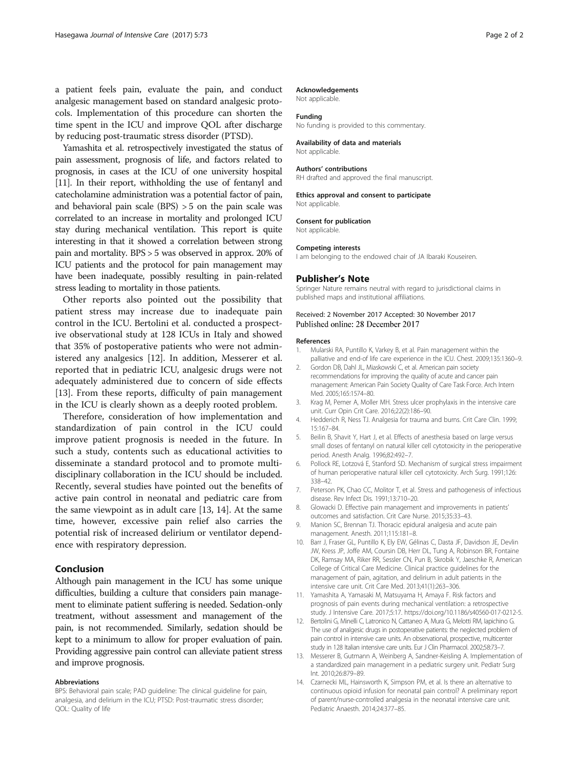a patient feels pain, evaluate the pain, and conduct analgesic management based on standard analgesic protocols. Implementation of this procedure can shorten the time spent in the ICU and improve QOL after discharge by reducing post-traumatic stress disorder (PTSD).

Yamashita et al. retrospectively investigated the status of pain assessment, prognosis of life, and factors related to prognosis, in cases at the ICU of one university hospital [11]. In their report, withholding the use of fentanyl and catecholamine administration was a potential factor of pain, and behavioral pain scale (BPS) > 5 on the pain scale was correlated to an increase in mortality and prolonged ICU stay during mechanical ventilation. This report is quite interesting in that it showed a correlation between strong pain and mortality. BPS > 5 was observed in approx. 20% of ICU patients and the protocol for pain management may have been inadequate, possibly resulting in pain-related stress leading to mortality in those patients.

Other reports also pointed out the possibility that patient stress may increase due to inadequate pain control in the ICU. Bertolini et al. conducted a prospective observational study at 128 ICUs in Italy and showed that 35% of postoperative patients who were not administered any analgesics [12]. In addition, Messerer et al. reported that in pediatric ICU, analgesic drugs were not adequately administered due to concern of side effects [13]. From these reports, difficulty of pain management in the ICU is clearly shown as a deeply rooted problem.

Therefore, consideration of how implementation and standardization of pain control in the ICU could improve patient prognosis is needed in the future. In such a study, contents such as educational activities to disseminate a standard protocol and to promote multidisciplinary collaboration in the ICU should be included. Recently, several studies have pointed out the benefits of active pain control in neonatal and pediatric care from the same viewpoint as in adult care [13, 14]. At the same time, however, excessive pain relief also carries the potential risk of increased delirium or ventilator dependence with respiratory depression.

## Conclusion

Although pain management in the ICU has some unique difficulties, building a culture that considers pain management to eliminate patient suffering is needed. Sedation-only treatment, without assessment and management of the pain, is not recommended. Similarly, sedation should be kept to a minimum to allow for proper evaluation of pain. Providing aggressive pain control can alleviate patient stress and improve prognosis.

#### Abbreviations

BPS: Behavioral pain scale; PAD guideline: The clinical guideline for pain, analgesia, and delirium in the ICU; PTSD: Post-traumatic stress disorder; QOL: Quality of life

#### Acknowledgements

Not applicable.

#### Funding

No funding is provided to this commentary.

#### Availability of data and materials

Not applicable.

#### Authors' contributions

RH drafted and approved the final manuscript.

#### Ethics approval and consent to participate

Not applicable.

#### Consent for publication

Not applicable.

#### Competing interests

I am belonging to the endowed chair of JA Ibaraki Kouseiren.

## Publisher's Note

Springer Nature remains neutral with regard to jurisdictional claims in published maps and institutional affiliations.

Received: 2 November 2017 Accepted: 30 November 2017
Published online: 28 December 2017

#### References

1. Mularski RA, Puntillo K, Varkey B, et al. Pain management within the palliative and end-of life care experience in the ICU. Chest. 2009;135:1360–9.
2. Gordon DB, Dahl JL, Miaskowski C, et al. American pain society recommendations for improving the quality of acute and cancer pain management: American Pain Society Quality of Care Task Force. Arch Intern Med. 2005;165:1574–80.
3. Krag M, Pemer A, Moller MH. Stress ulcer prophylaxis in the intensive care unit. Curr Opin Crit Care. 2016;22(2):186–90.
4. Hedderich R, Ness TJ. Analgesia for trauma and burns. Crit Care Clin. 1999; 15:167–84.
5. Beilin B, Shavit Y, Hart J, et al. Effects of anesthesia based on large versus small doses of fentanyl on natural killer cell cytotoxicity in the perioperative period. Anesth Analg. 1996;82:492–7.
6. Pollock RE, Lotzová E, Stanford SD. Mechanism of surgical stress impairment of human perioperative natural killer cell cytotoxicity. Arch Surg. 1991;126: 338–42.
7. Peterson PK, Chao CC, Molitor T, et al. Stress and pathogenesis of infectious disease. Rev Infect Dis. 1991;13:710–20.
8. Glowacki D. Effective pain management and improvements in patients' outcomes and satisfaction. Crit Care Nurse. 2015;35:33–43.
9. Manion SC, Brennan TJ. Thoracic epidural analgesia and acute pain management. Anesth. 2011;115:181–8.
10. Barr J, Fraser GL, Puntillo K, Ely EW, Gélinas C, Dasta JF, Davidson JE, Devlin JW, Kress JP, Joffe AM, Coursin DB, Herr DL, Tung A, Robinson BR, Fontaine DK, Ramsay MA, Riker RR, Sessler CN, Pun B, Skrobik Y, Jaeschke R, American College of Critical Care Medicine. Clinical practice guidelines for the management of pain, agitation, and delirium in adult patients in the intensive care unit. Crit Care Med. 2013;41(1):263–306.
11. Yamashita A, Yamasaki M, Matsuyama H, Amaya F. Risk factors and prognosis of pain events during mechanical ventilation: a retrospective study. J Intensive Care. 2017;5:17. https://doi.org/10.1186/s40560-017-0212-5.
12. Bertolini G, Minelli C, Latronico N, Cattaneo A, Mura G, Melotti RM, Iapichino G. The use of analgesic drugs in postoperative patients: the neglected problem of pain control in intensive care units. An observational, prospective, multicenter study in 128 Italian intensive care units. Eur J Clin Pharmacol. 2002;58:73–7.
13. Messerer B, Gutmann A, Weinberg A, Sandner-Keisling A. Implementation of a standardized pain management in a pediatric surgery unit. Pediatr Surg Int. 2010;26:879–89.
14. Czarnecki ML, Hainsworth K, Simpson PM, et al. Is there an alternative to continuous opioid infusion for neonatal pain control? A preliminary report of parent/nurse-controlled analgesia in the neonatal intensive care unit. Pediatric Anaesth. 2014;24:377–85.